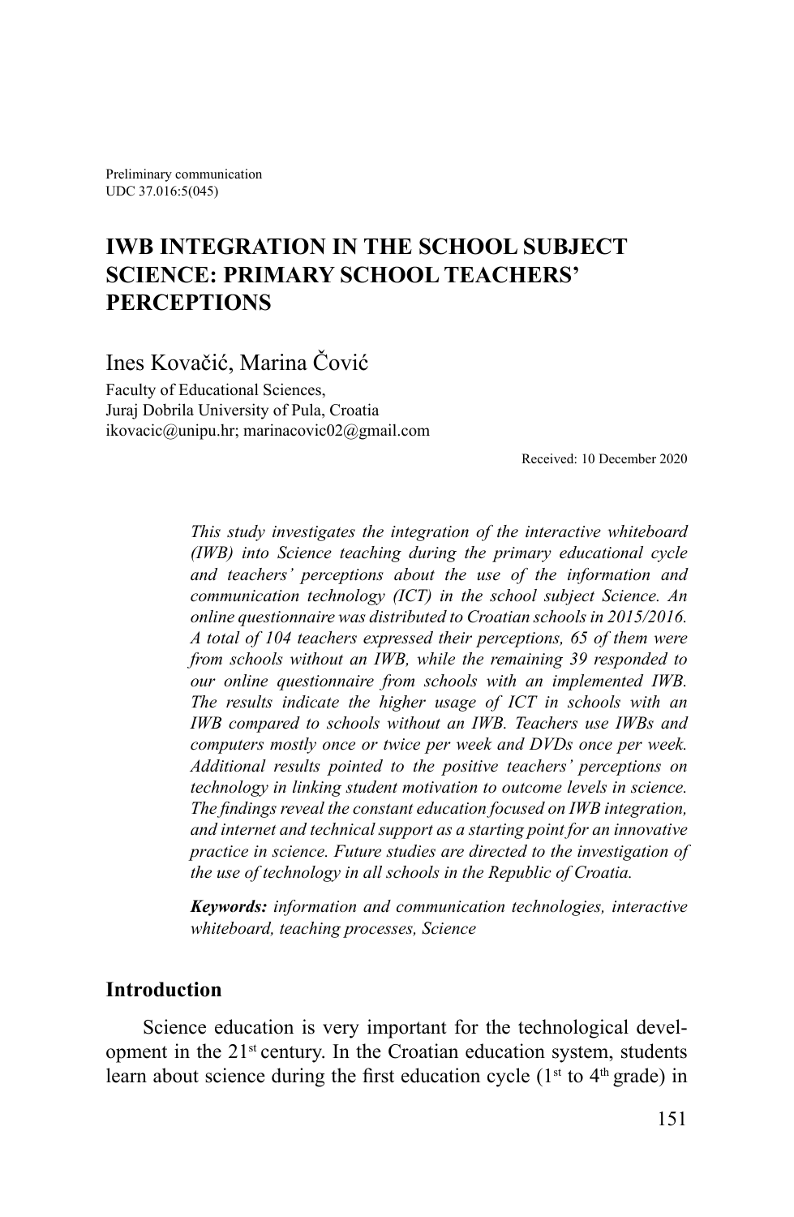Preliminary communication
UDC 37.016:5(045)

# IWB INTEGRATION IN THE SCHOOL SUBJECT SCIENCE: PRIMARY SCHOOL TEACHERS' PERCEPTIONS

Ines Kovačić, Marina Čović

Faculty of Educational Sciences,
Juraj Dobrila University of Pula, Croatia
ikovacic@unipu.hr; marinacovic02@gmail.com

Received: 10 December 2020

*This study investigates the integration of the interactive whiteboard (IWB) into Science teaching during the primary educational cycle and teachers' perceptions about the use of the information and communication technology (ICT) in the school subject Science. An online questionnaire was distributed to Croatian schools in 2015/2016. A total of 104 teachers expressed their perceptions, 65 of them were from schools without an IWB, while the remaining 39 responded to our online questionnaire from schools with an implemented IWB. The results indicate the higher usage of ICT in schools with an IWB compared to schools without an IWB. Teachers use IWBs and computers mostly once or twice per week and DVDs once per week. Additional results pointed to the positive teachers' perceptions on technology in linking student motivation to outcome levels in science. The findings reveal the constant education focused on IWB integration, and internet and technical support as a starting point for an innovative practice in science. Future studies are directed to the investigation of the use of technology in all schools in the Republic of Croatia.*

***Keywords:*** *information and communication technologies, interactive whiteboard, teaching processes, Science*

## Introduction

Science education is very important for the technological development in the 21st century. In the Croatian education system, students learn about science during the first education cycle (1st to 4th grade) in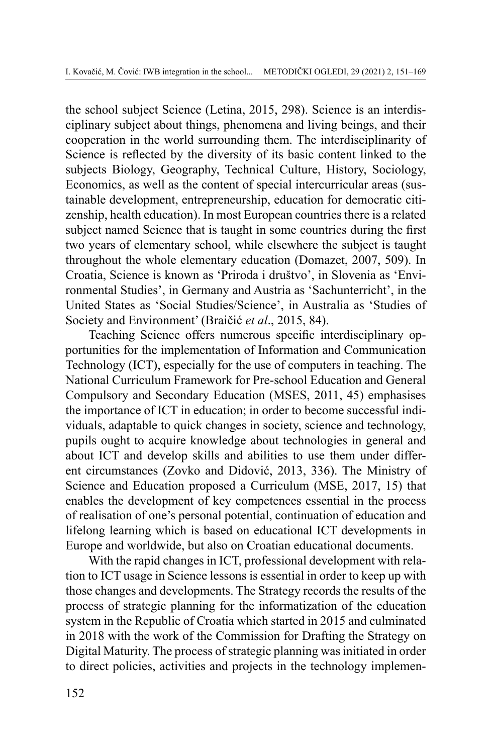the school subject Science (Letina, 2015, 298). Science is an interdisciplinary subject about things, phenomena and living beings, and their cooperation in the world surrounding them. The interdisciplinarity of Science is reflected by the diversity of its basic content linked to the subjects Biology, Geography, Technical Culture, History, Sociology, Economics, as well as the content of special intercurricular areas (sustainable development, entrepreneurship, education for democratic citizenship, health education). In most European countries there is a related subject named Science that is taught in some countries during the first two years of elementary school, while elsewhere the subject is taught throughout the whole elementary education (Domazet, 2007, 509). In Croatia, Science is known as 'Priroda i društvo', in Slovenia as 'Environmental Studies', in Germany and Austria as 'Sachunterricht', in the United States as 'Social Studies/Science', in Australia as 'Studies of Society and Environment' (Braičić *et al*., 2015, 84).

Teaching Science offers numerous specific interdisciplinary opportunities for the implementation of Information and Communication Technology (ICT), especially for the use of computers in teaching. The National Curriculum Framework for Pre-school Education and General Compulsory and Secondary Education (MSES, 2011, 45) emphasises the importance of ICT in education; in order to become successful individuals, adaptable to quick changes in society, science and technology, pupils ought to acquire knowledge about technologies in general and about ICT and develop skills and abilities to use them under different circumstances (Zovko and Didović, 2013, 336). The Ministry of Science and Education proposed a Curriculum (MSE, 2017, 15) that enables the development of key competences essential in the process of realisation of one's personal potential, continuation of education and lifelong learning which is based on educational ICT developments in Europe and worldwide, but also on Croatian educational documents.

With the rapid changes in ICT, professional development with relation to ICT usage in Science lessons is essential in order to keep up with those changes and developments. The Strategy records the results of the process of strategic planning for the informatization of the education system in the Republic of Croatia which started in 2015 and culminated in 2018 with the work of the Commission for Drafting the Strategy on Digital Maturity. The process of strategic planning was initiated in order to direct policies, activities and projects in the technology implemen-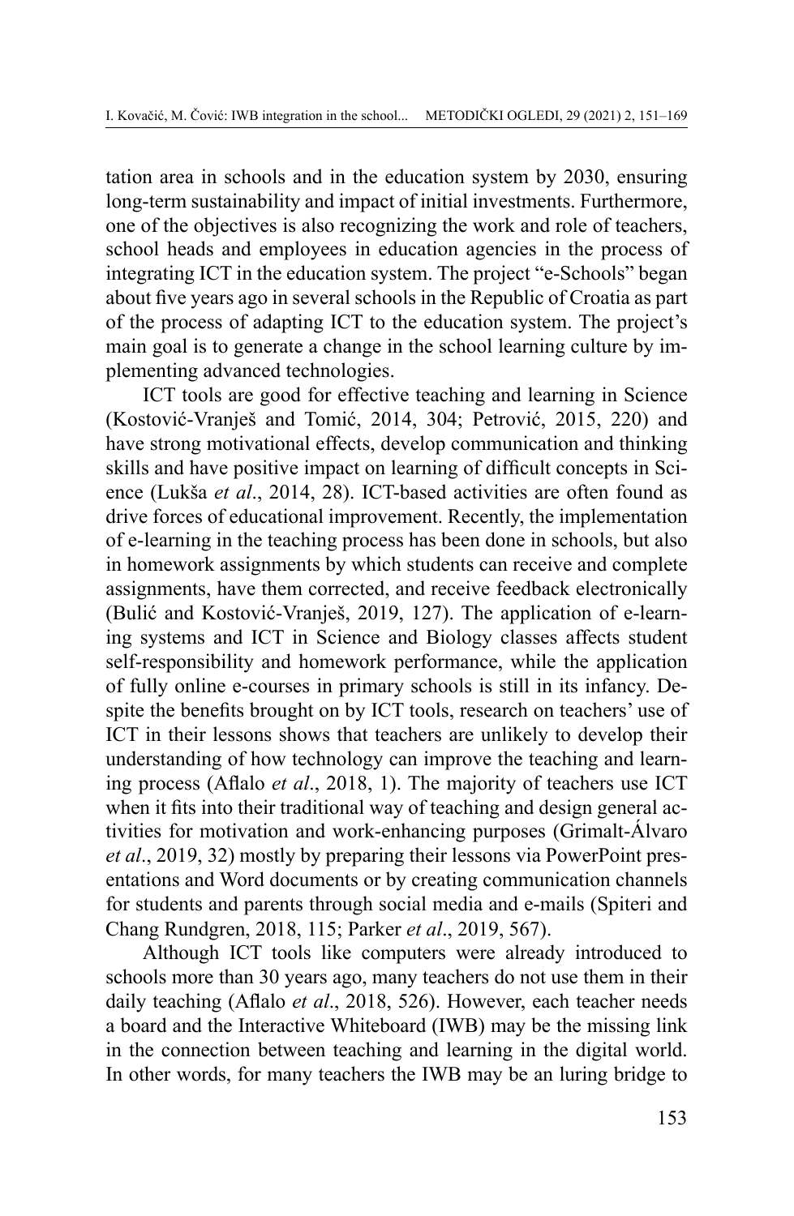tation area in schools and in the education system by 2030, ensuring long-term sustainability and impact of initial investments. Furthermore, one of the objectives is also recognizing the work and role of teachers, school heads and employees in education agencies in the process of integrating ICT in the education system. The project "e-Schools" began about five years ago in several schools in the Republic of Croatia as part of the process of adapting ICT to the education system. The project's main goal is to generate a change in the school learning culture by implementing advanced technologies.

ICT tools are good for effective teaching and learning in Science (Kostović-Vranješ and Tomić, 2014, 304; Petrović, 2015, 220) and have strong motivational effects, develop communication and thinking skills and have positive impact on learning of difficult concepts in Science (Lukša *et al*., 2014, 28). ICT-based activities are often found as drive forces of educational improvement. Recently, the implementation of e-learning in the teaching process has been done in schools, but also in homework assignments by which students can receive and complete assignments, have them corrected, and receive feedback electronically (Bulić and Kostović-Vranješ, 2019, 127). The application of e-learning systems and ICT in Science and Biology classes affects student self-responsibility and homework performance, while the application of fully online e-courses in primary schools is still in its infancy. Despite the benefits brought on by ICT tools, research on teachers' use of ICT in their lessons shows that teachers are unlikely to develop their understanding of how technology can improve the teaching and learning process (Aflalo *et al*., 2018, 1). The majority of teachers use ICT when it fits into their traditional way of teaching and design general activities for motivation and work-enhancing purposes (Grimalt-Álvaro *et al*., 2019, 32) mostly by preparing their lessons via PowerPoint presentations and Word documents or by creating communication channels for students and parents through social media and e-mails (Spiteri and Chang Rundgren, 2018, 115; Parker *et al*., 2019, 567).

Although ICT tools like computers were already introduced to schools more than 30 years ago, many teachers do not use them in their daily teaching (Aflalo *et al*., 2018, 526). However, each teacher needs a board and the Interactive Whiteboard (IWB) may be the missing link in the connection between teaching and learning in the digital world. In other words, for many teachers the IWB may be an luring bridge to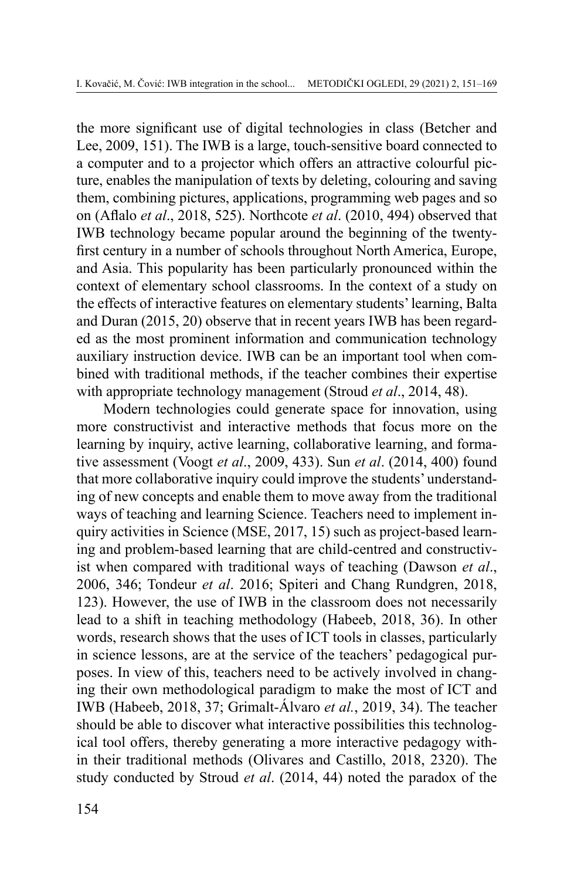the more significant use of digital technologies in class (Betcher and Lee, 2009, 151). The IWB is a large, touch-sensitive board connected to a computer and to a projector which offers an attractive colourful picture, enables the manipulation of texts by deleting, colouring and saving them, combining pictures, applications, programming web pages and so on (Aflalo *et al*., 2018, 525). Northcote *et al*. (2010, 494) observed that IWB technology became popular around the beginning of the twenty-first century in a number of schools throughout North America, Europe, and Asia. This popularity has been particularly pronounced within the context of elementary school classrooms. In the context of a study on the effects of interactive features on elementary students' learning, Balta and Duran (2015, 20) observe that in recent years IWB has been regarded as the most prominent information and communication technology auxiliary instruction device. IWB can be an important tool when combined with traditional methods, if the teacher combines their expertise with appropriate technology management (Stroud *et al*., 2014, 48).

Modern technologies could generate space for innovation, using more constructivist and interactive methods that focus more on the learning by inquiry, active learning, collaborative learning, and formative assessment (Voogt *et al*., 2009, 433). Sun *et al*. (2014, 400) found that more collaborative inquiry could improve the students' understanding of new concepts and enable them to move away from the traditional ways of teaching and learning Science. Teachers need to implement inquiry activities in Science (MSE, 2017, 15) such as project-based learning and problem-based learning that are child-centred and constructivist when compared with traditional ways of teaching (Dawson *et al*., 2006, 346; Tondeur *et al*. 2016; Spiteri and Chang Rundgren, 2018, 123). However, the use of IWB in the classroom does not necessarily lead to a shift in teaching methodology (Habeeb, 2018, 36). In other words, research shows that the uses of ICT tools in classes, particularly in science lessons, are at the service of the teachers' pedagogical purposes. In view of this, teachers need to be actively involved in changing their own methodological paradigm to make the most of ICT and IWB (Habeeb, 2018, 37; Grimalt-Álvaro *et al.*, 2019, 34). The teacher should be able to discover what interactive possibilities this technological tool offers, thereby generating a more interactive pedagogy within their traditional methods (Olivares and Castillo, 2018, 2320). The study conducted by Stroud *et al*. (2014, 44) noted the paradox of the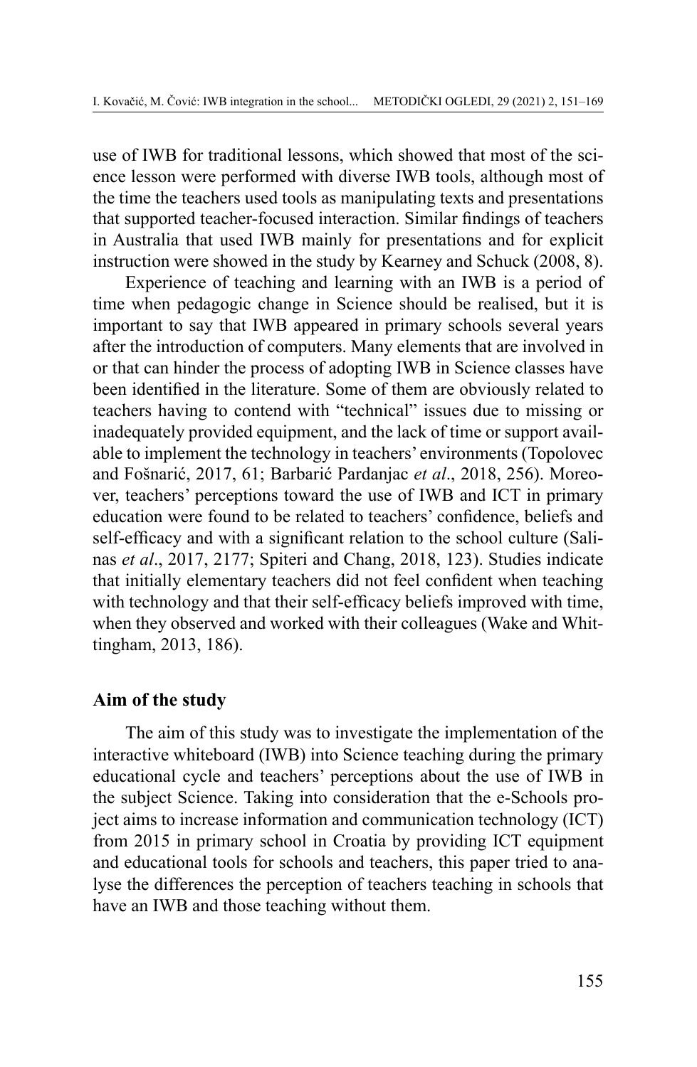use of IWB for traditional lessons, which showed that most of the science lesson were performed with diverse IWB tools, although most of the time the teachers used tools as manipulating texts and presentations that supported teacher-focused interaction. Similar findings of teachers in Australia that used IWB mainly for presentations and for explicit instruction were showed in the study by Kearney and Schuck (2008, 8).

Experience of teaching and learning with an IWB is a period of time when pedagogic change in Science should be realised, but it is important to say that IWB appeared in primary schools several years after the introduction of computers. Many elements that are involved in or that can hinder the process of adopting IWB in Science classes have been identified in the literature. Some of them are obviously related to teachers having to contend with "technical" issues due to missing or inadequately provided equipment, and the lack of time or support available to implement the technology in teachers' environments (Topolovec and Fošnarić, 2017, 61; Barbarić Pardanjac *et al*., 2018, 256). Moreover, teachers' perceptions toward the use of IWB and ICT in primary education were found to be related to teachers' confidence, beliefs and self-efficacy and with a significant relation to the school culture (Salinas *et al*., 2017, 2177; Spiteri and Chang, 2018, 123). Studies indicate that initially elementary teachers did not feel confident when teaching with technology and that their self-efficacy beliefs improved with time, when they observed and worked with their colleagues (Wake and Whittingham, 2013, 186).

## Aim of the study

The aim of this study was to investigate the implementation of the interactive whiteboard (IWB) into Science teaching during the primary educational cycle and teachers' perceptions about the use of IWB in the subject Science. Taking into consideration that the e-Schools project aims to increase information and communication technology (ICT) from 2015 in primary school in Croatia by providing ICT equipment and educational tools for schools and teachers, this paper tried to analyse the differences the perception of teachers teaching in schools that have an IWB and those teaching without them.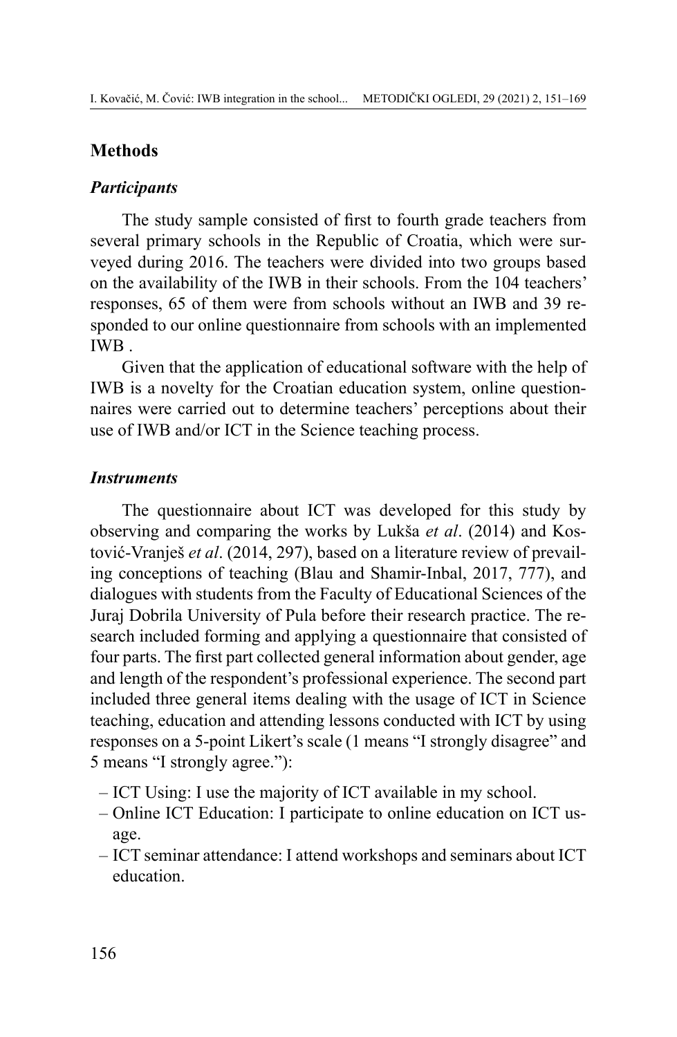## Methods

### *Participants*

The study sample consisted of first to fourth grade teachers from several primary schools in the Republic of Croatia, which were surveyed during 2016. The teachers were divided into two groups based on the availability of the IWB in their schools. From the 104 teachers' responses, 65 of them were from schools without an IWB and 39 responded to our online questionnaire from schools with an implemented IWB .

Given that the application of educational software with the help of IWB is a novelty for the Croatian education system, online questionnaires were carried out to determine teachers' perceptions about their use of IWB and/or ICT in the Science teaching process.

### *Instruments*

The questionnaire about ICT was developed for this study by observing and comparing the works by Lukša *et al*. (2014) and Kostović-Vranješ *et al*. (2014, 297), based on a literature review of prevailing conceptions of teaching (Blau and Shamir-Inbal, 2017, 777), and dialogues with students from the Faculty of Educational Sciences of the Juraj Dobrila University of Pula before their research practice. The research included forming and applying a questionnaire that consisted of four parts. The first part collected general information about gender, age and length of the respondent's professional experience. The second part included three general items dealing with the usage of ICT in Science teaching, education and attending lessons conducted with ICT by using responses on a 5-point Likert's scale (1 means "I strongly disagree" and 5 means "I strongly agree."):

- ICT Using: I use the majority of ICT available in my school.
- Online ICT Education: I participate to online education on ICT usage.
- ICT seminar attendance: I attend workshops and seminars about ICT education.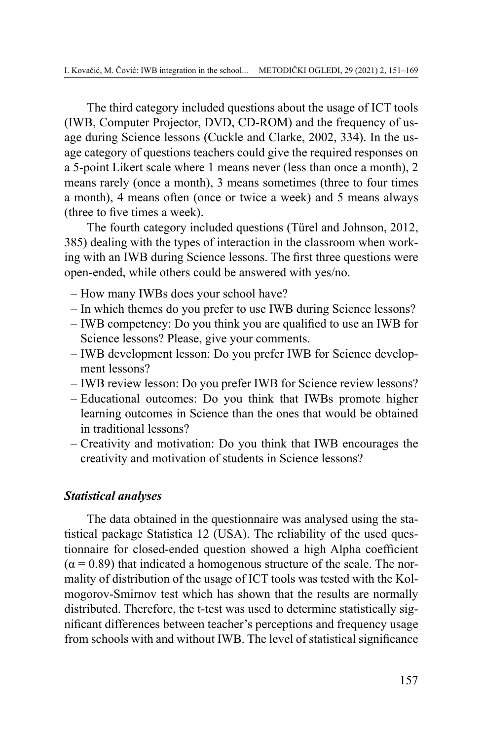The third category included questions about the usage of ICT tools (IWB, Computer Projector, DVD, CD-ROM) and the frequency of usage during Science lessons (Cuckle and Clarke, 2002, 334). In the usage category of questions teachers could give the required responses on a 5-point Likert scale where 1 means never (less than once a month), 2 means rarely (once a month), 3 means sometimes (three to four times a month), 4 means often (once or twice a week) and 5 means always (three to five times a week).

The fourth category included questions (Türel and Johnson, 2012, 385) dealing with the types of interaction in the classroom when working with an IWB during Science lessons. The first three questions were open-ended, while others could be answered with yes/no.

- How many IWBs does your school have?
- In which themes do you prefer to use IWB during Science lessons?
- IWB competency: Do you think you are qualified to use an IWB for Science lessons? Please, give your comments.
- IWB development lesson: Do you prefer IWB for Science development lessons?
- IWB review lesson: Do you prefer IWB for Science review lessons?
- Educational outcomes: Do you think that IWBs promote higher learning outcomes in Science than the ones that would be obtained in traditional lessons?
- Creativity and motivation: Do you think that IWB encourages the creativity and motivation of students in Science lessons?

### *Statistical analyses*

The data obtained in the questionnaire was analysed using the statistical package Statistica 12 (USA). The reliability of the used questionnaire for closed-ended question showed a high Alpha coefficient ($\alpha = 0.89$) that indicated a homogenous structure of the scale. The normality of distribution of the usage of ICT tools was tested with the Kolmogorov-Smirnov test which has shown that the results are normally distributed. Therefore, the t-test was used to determine statistically significant differences between teacher's perceptions and frequency usage from schools with and without IWB. The level of statistical significance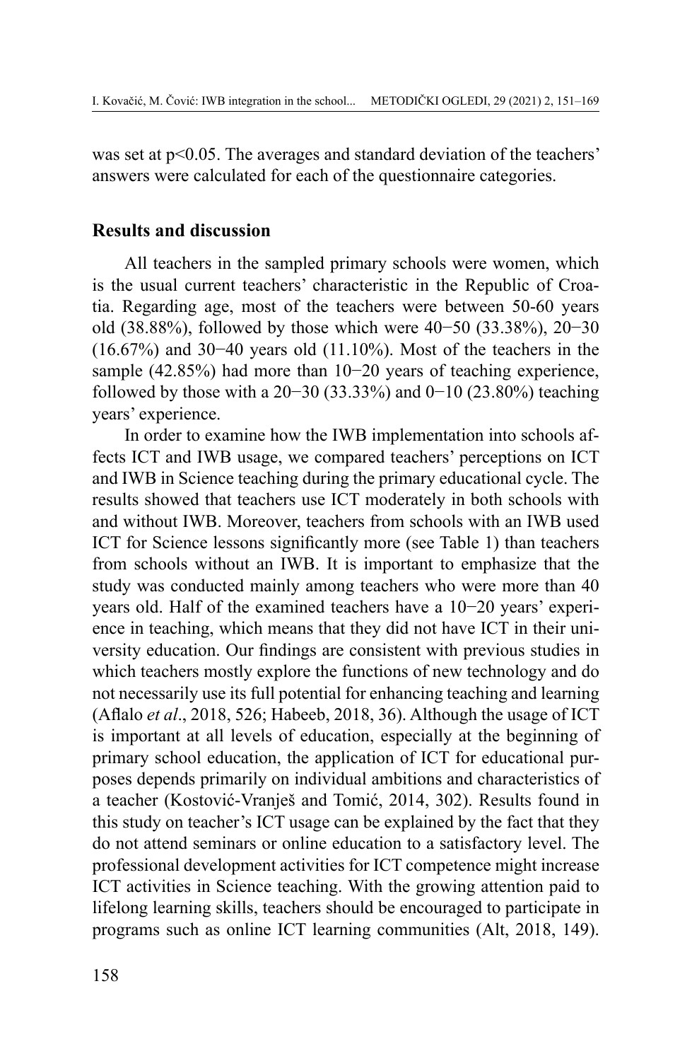was set at $p<0.05$. The averages and standard deviation of the teachers' answers were calculated for each of the questionnaire categories.

## Results and discussion

All teachers in the sampled primary schools were women, which is the usual current teachers' characteristic in the Republic of Croatia. Regarding age, most of the teachers were between 50-60 years old (38.88%), followed by those which were 40−50 (33.38%), 20−30 (16.67%) and 30−40 years old (11.10%). Most of the teachers in the sample (42.85%) had more than 10−20 years of teaching experience, followed by those with a 20−30 (33.33%) and 0−10 (23.80%) teaching years' experience.

In order to examine how the IWB implementation into schools affects ICT and IWB usage, we compared teachers' perceptions on ICT and IWB in Science teaching during the primary educational cycle. The results showed that teachers use ICT moderately in both schools with and without IWB. Moreover, teachers from schools with an IWB used ICT for Science lessons significantly more (see Table 1) than teachers from schools without an IWB. It is important to emphasize that the study was conducted mainly among teachers who were more than 40 years old. Half of the examined teachers have a 10−20 years' experience in teaching, which means that they did not have ICT in their university education. Our findings are consistent with previous studies in which teachers mostly explore the functions of new technology and do not necessarily use its full potential for enhancing teaching and learning (Aflalo *et al*., 2018, 526; Habeeb, 2018, 36). Although the usage of ICT is important at all levels of education, especially at the beginning of primary school education, the application of ICT for educational purposes depends primarily on individual ambitions and characteristics of a teacher (Kostović-Vranješ and Tomić, 2014, 302). Results found in this study on teacher's ICT usage can be explained by the fact that they do not attend seminars or online education to a satisfactory level. The professional development activities for ICT competence might increase ICT activities in Science teaching. With the growing attention paid to lifelong learning skills, teachers should be encouraged to participate in programs such as online ICT learning communities (Alt, 2018, 149).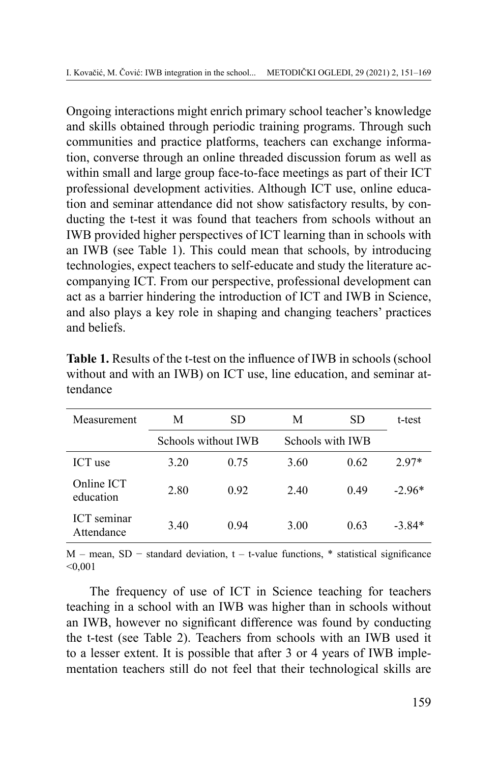Ongoing interactions might enrich primary school teacher's knowledge and skills obtained through periodic training programs. Through such communities and practice platforms, teachers can exchange information, converse through an online threaded discussion forum as well as within small and large group face-to-face meetings as part of their ICT professional development activities. Although ICT use, online education and seminar attendance did not show satisfactory results, by conducting the t-test it was found that teachers from schools without an IWB provided higher perspectives of ICT learning than in schools with an IWB (see Table 1). This could mean that schools, by introducing technologies, expect teachers to self-educate and study the literature accompanying ICT. From our perspective, professional development can act as a barrier hindering the introduction of ICT and IWB in Science, and also plays a key role in shaping and changing teachers' practices and beliefs.

**Table 1.** Results of the t-test on the influence of IWB in schools (school without and with an IWB) on ICT use, line education, and seminar attendance

| Measurement | M | SD | M | SD | t-test |
|---|---|---|---|---|---|
| | Schools without IWB | | Schools with IWB | | |
| ICT use | 3.20 | 0.75 | 3.60 | 0.62 | 2.97* |
| Online ICT education | 2.80 | 0.92 | 2.40 | 0.49 | -2.96* |
| ICT seminar Attendance | 3.40 | 0.94 | 3.00 | 0.63 | -3.84* |

M – mean, SD − standard deviation, t – t-value functions, * statistical significance <0,001

The frequency of use of ICT in Science teaching for teachers teaching in a school with an IWB was higher than in schools without an IWB, however no significant difference was found by conducting the t-test (see Table 2). Teachers from schools with an IWB used it to a lesser extent. It is possible that after 3 or 4 years of IWB implementation teachers still do not feel that their technological skills are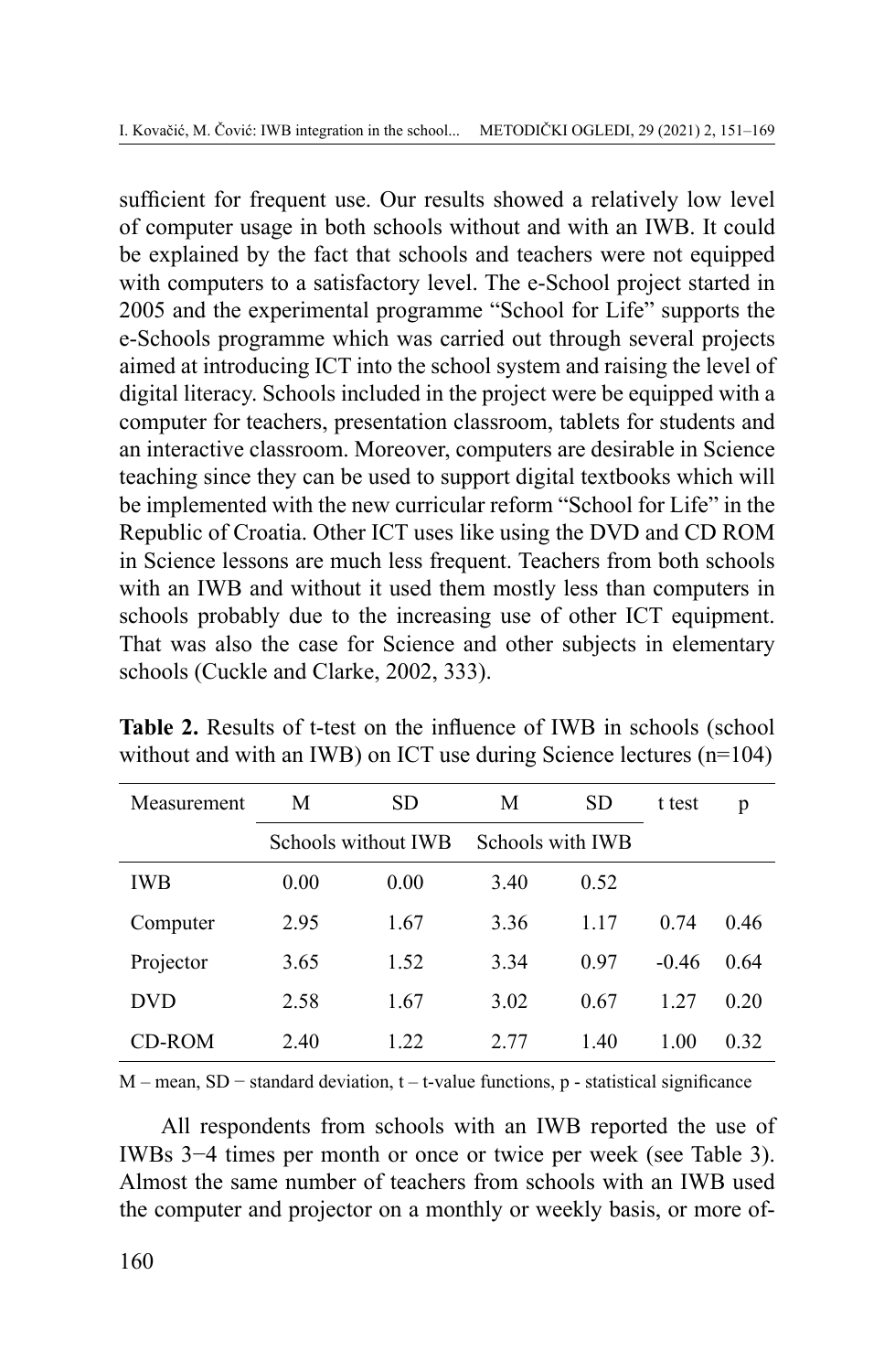sufficient for frequent use. Our results showed a relatively low level of computer usage in both schools without and with an IWB. It could be explained by the fact that schools and teachers were not equipped with computers to a satisfactory level. The e-School project started in 2005 and the experimental programme "School for Life" supports the e-Schools programme which was carried out through several projects aimed at introducing ICT into the school system and raising the level of digital literacy. Schools included in the project were be equipped with a computer for teachers, presentation classroom, tablets for students and an interactive classroom. Moreover, computers are desirable in Science teaching since they can be used to support digital textbooks which will be implemented with the new curricular reform "School for Life" in the Republic of Croatia. Other ICT uses like using the DVD and CD ROM in Science lessons are much less frequent. Teachers from both schools with an IWB and without it used them mostly less than computers in schools probably due to the increasing use of other ICT equipment. That was also the case for Science and other subjects in elementary schools (Cuckle and Clarke, 2002, 333).

**Table 2.** Results of t-test on the influence of IWB in schools (school without and with an IWB) on ICT use during Science lectures (n=104)

| Measurement | M | SD | M | SD | t test | p |
|---|---|---|---|---|---|---|
| | Schools without IWB | | Schools with IWB | | | |
| IWB | 0.00 | 0.00 | 3.40 | 0.52 | | |
| Computer | 2.95 | 1.67 | 3.36 | 1.17 | 0.74 | 0.46 |
| Projector | 3.65 | 1.52 | 3.34 | 0.97 | -0.46 | 0.64 |
| DVD | 2.58 | 1.67 | 3.02 | 0.67 | 1.27 | 0.20 |
| CD-ROM | 2.40 | 1.22 | 2.77 | 1.40 | 1.00 | 0.32 |

M – mean, SD − standard deviation, t – t-value functions, p - statistical significance

All respondents from schools with an IWB reported the use of IWBs 3−4 times per month or once or twice per week (see Table 3). Almost the same number of teachers from schools with an IWB used the computer and projector on a monthly or weekly basis, or more of-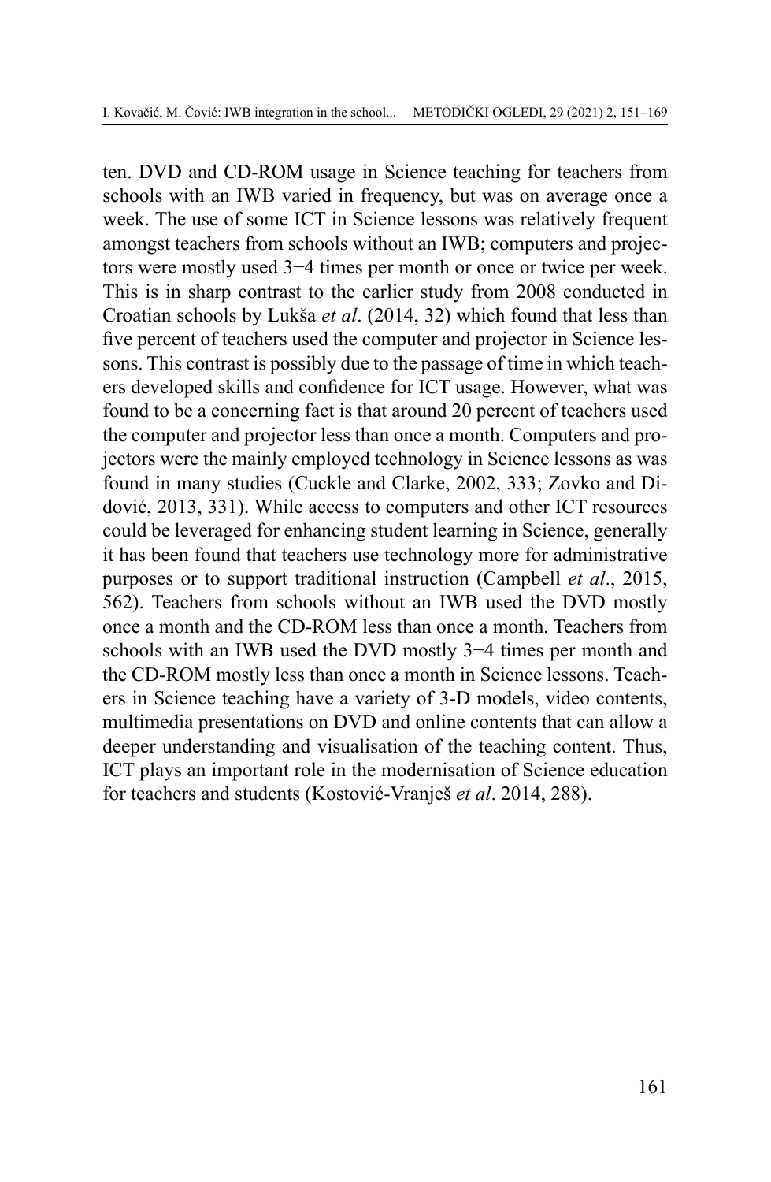ten. DVD and CD-ROM usage in Science teaching for teachers from schools with an IWB varied in frequency, but was on average once a week. The use of some ICT in Science lessons was relatively frequent amongst teachers from schools without an IWB; computers and projectors were mostly used 3−4 times per month or once or twice per week. This is in sharp contrast to the earlier study from 2008 conducted in Croatian schools by Lukša *et al*. (2014, 32) which found that less than five percent of teachers used the computer and projector in Science lessons. This contrast is possibly due to the passage of time in which teachers developed skills and confidence for ICT usage. However, what was found to be a concerning fact is that around 20 percent of teachers used the computer and projector less than once a month. Computers and projectors were the mainly employed technology in Science lessons as was found in many studies (Cuckle and Clarke, 2002, 333; Zovko and Didović, 2013, 331). While access to computers and other ICT resources could be leveraged for enhancing student learning in Science, generally it has been found that teachers use technology more for administrative purposes or to support traditional instruction (Campbell *et al*., 2015, 562). Teachers from schools without an IWB used the DVD mostly once a month and the CD-ROM less than once a month. Teachers from schools with an IWB used the DVD mostly 3−4 times per month and the CD-ROM mostly less than once a month in Science lessons. Teachers in Science teaching have a variety of 3-D models, video contents, multimedia presentations on DVD and online contents that can allow a deeper understanding and visualisation of the teaching content. Thus, ICT plays an important role in the modernisation of Science education for teachers and students (Kostović-Vranješ *et al*. 2014, 288).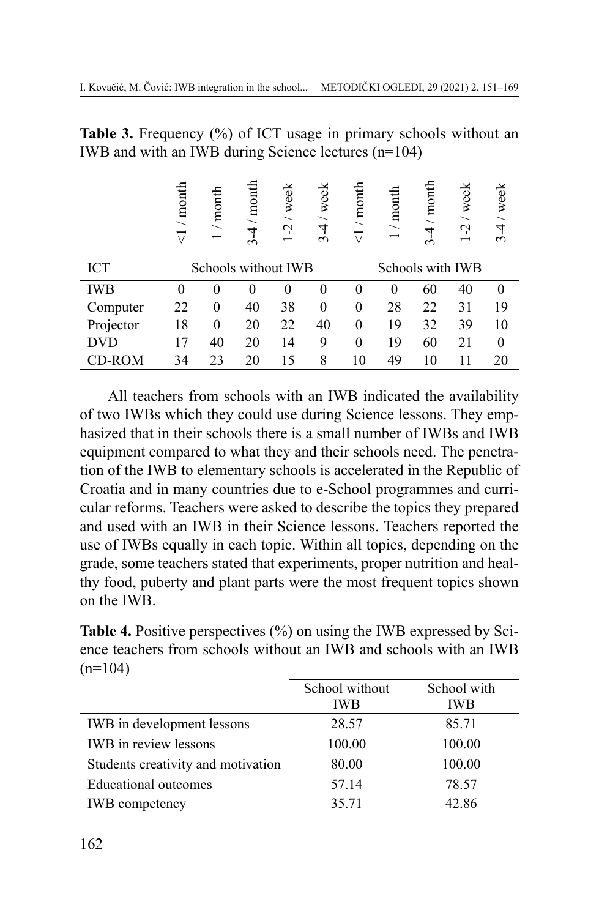**Table 3.** Frequency (%) of ICT usage in primary schools without an IWB and with an IWB during Science lectures (n=104)

| | <1 / month | 1 / month | 3-4 / month | 1-2 / week | 3-4 / week | <1 / month | 1 / month | 3-4 / month | 1-2 / week | 3-4 / week |
|---|---|---|---|---|---|---|---|---|---|---|
| ICT | Schools without IWB | | | | | Schools with IWB | | | | |
| IWB | 0 | 0 | 0 | 0 | 0 | 0 | 0 | 60 | 40 | 0 |
| Computer | 22 | 0 | 40 | 38 | 0 | 0 | 28 | 22 | 31 | 19 |
| Projector | 18 | 0 | 20 | 22 | 40 | 0 | 19 | 32 | 39 | 10 |
| DVD | 17 | 40 | 20 | 14 | 9 | 0 | 19 | 60 | 21 | 0 |
| CD-ROM | 34 | 23 | 20 | 15 | 8 | 10 | 49 | 10 | 11 | 20 |

All teachers from schools with an IWB indicated the availability of two IWBs which they could use during Science lessons. They emphasized that in their schools there is a small number of IWBs and IWB equipment compared to what they and their schools need. The penetration of the IWB to elementary schools is accelerated in the Republic of Croatia and in many countries due to e-School programmes and curricular reforms. Teachers were asked to describe the topics they prepared and used with an IWB in their Science lessons. Teachers reported the use of IWBs equally in each topic. Within all topics, depending on the grade, some teachers stated that experiments, proper nutrition and healthy food, puberty and plant parts were the most frequent topics shown on the IWB.

**Table 4.** Positive perspectives (%) on using the IWB expressed by Science teachers from schools without an IWB and schools with an IWB (n=104)

| | School without IWB | School with IWB |
|---|---|---|
| IWB in development lessons | 28.57 | 85.71 |
| IWB in review lessons | 100.00 | 100.00 |
| Students creativity and motivation | 80.00 | 100.00 |
| Educational outcomes | 57.14 | 78.57 |
| IWB competency | 35.71 | 42.86 |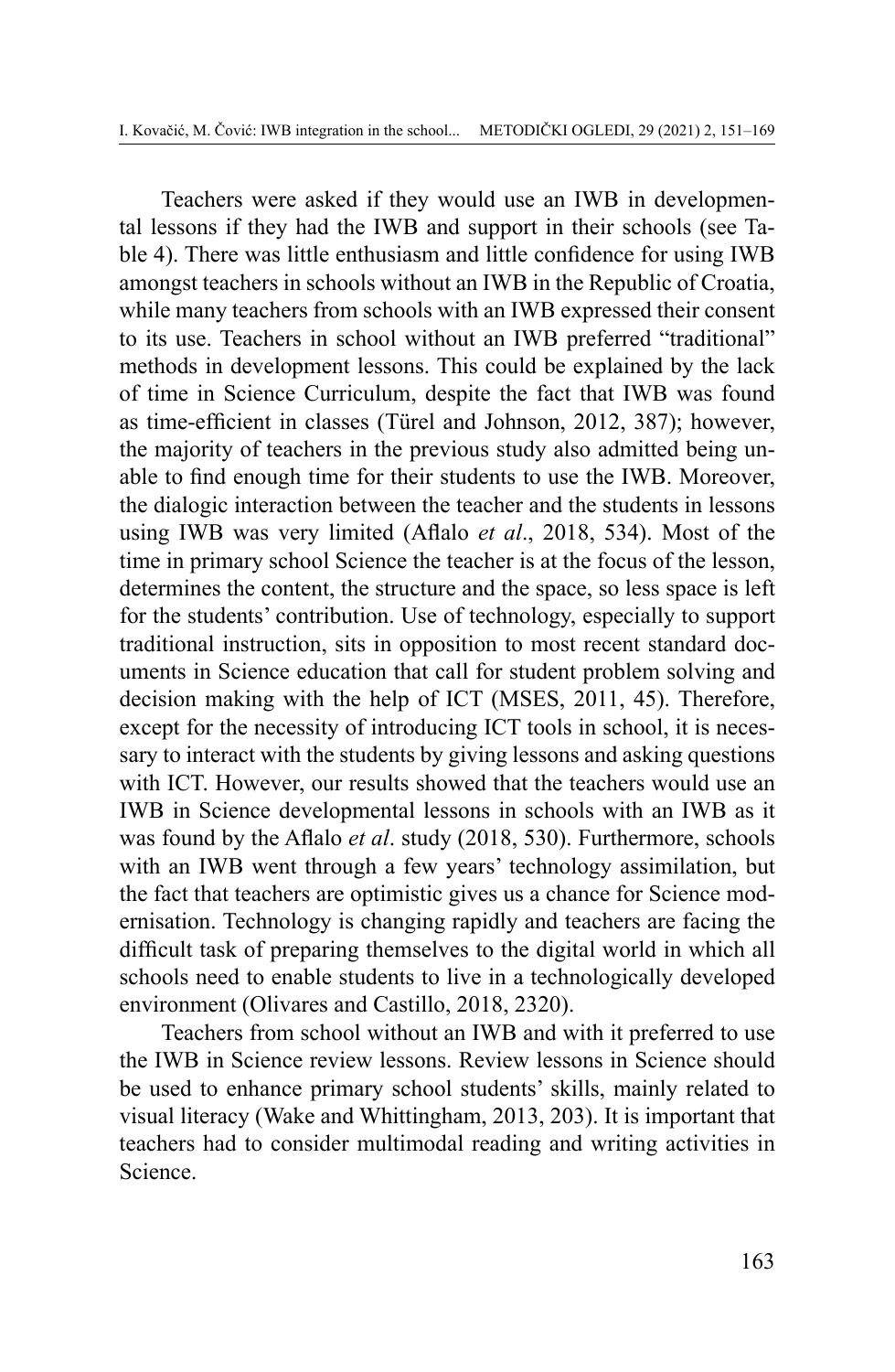Teachers were asked if they would use an IWB in developmental lessons if they had the IWB and support in their schools (see Table 4). There was little enthusiasm and little confidence for using IWB amongst teachers in schools without an IWB in the Republic of Croatia, while many teachers from schools with an IWB expressed their consent to its use. Teachers in school without an IWB preferred "traditional" methods in development lessons. This could be explained by the lack of time in Science Curriculum, despite the fact that IWB was found as time-efficient in classes (Türel and Johnson, 2012, 387); however, the majority of teachers in the previous study also admitted being unable to find enough time for their students to use the IWB. Moreover, the dialogic interaction between the teacher and the students in lessons using IWB was very limited (Aflalo *et al*., 2018, 534). Most of the time in primary school Science the teacher is at the focus of the lesson, determines the content, the structure and the space, so less space is left for the students' contribution. Use of technology, especially to support traditional instruction, sits in opposition to most recent standard documents in Science education that call for student problem solving and decision making with the help of ICT (MSES, 2011, 45). Therefore, except for the necessity of introducing ICT tools in school, it is necessary to interact with the students by giving lessons and asking questions with ICT. However, our results showed that the teachers would use an IWB in Science developmental lessons in schools with an IWB as it was found by the Aflalo *et al*. study (2018, 530). Furthermore, schools with an IWB went through a few years' technology assimilation, but the fact that teachers are optimistic gives us a chance for Science modernisation. Technology is changing rapidly and teachers are facing the difficult task of preparing themselves to the digital world in which all schools need to enable students to live in a technologically developed environment (Olivares and Castillo, 2018, 2320).

Teachers from school without an IWB and with it preferred to use the IWB in Science review lessons. Review lessons in Science should be used to enhance primary school students' skills, mainly related to visual literacy (Wake and Whittingham, 2013, 203). It is important that teachers had to consider multimodal reading and writing activities in Science.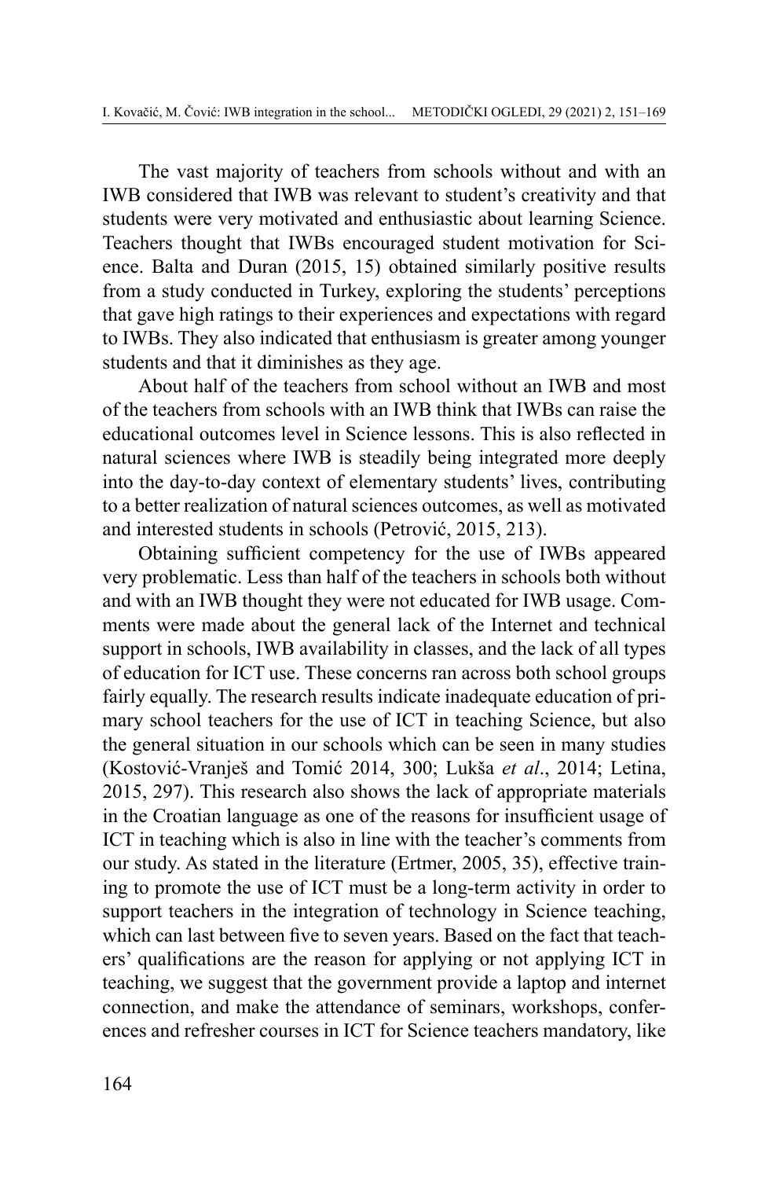The vast majority of teachers from schools without and with an IWB considered that IWB was relevant to student's creativity and that students were very motivated and enthusiastic about learning Science. Teachers thought that IWBs encouraged student motivation for Science. Balta and Duran (2015, 15) obtained similarly positive results from a study conducted in Turkey, exploring the students' perceptions that gave high ratings to their experiences and expectations with regard to IWBs. They also indicated that enthusiasm is greater among younger students and that it diminishes as they age.

About half of the teachers from school without an IWB and most of the teachers from schools with an IWB think that IWBs can raise the educational outcomes level in Science lessons. This is also reflected in natural sciences where IWB is steadily being integrated more deeply into the day-to-day context of elementary students' lives, contributing to a better realization of natural sciences outcomes, as well as motivated and interested students in schools (Petrović, 2015, 213).

Obtaining sufficient competency for the use of IWBs appeared very problematic. Less than half of the teachers in schools both without and with an IWB thought they were not educated for IWB usage. Comments were made about the general lack of the Internet and technical support in schools, IWB availability in classes, and the lack of all types of education for ICT use. These concerns ran across both school groups fairly equally. The research results indicate inadequate education of primary school teachers for the use of ICT in teaching Science, but also the general situation in our schools which can be seen in many studies (Kostović-Vranješ and Tomić 2014, 300; Lukša *et al*., 2014; Letina, 2015, 297). This research also shows the lack of appropriate materials in the Croatian language as one of the reasons for insufficient usage of ICT in teaching which is also in line with the teacher's comments from our study. As stated in the literature (Ertmer, 2005, 35), effective training to promote the use of ICT must be a long-term activity in order to support teachers in the integration of technology in Science teaching, which can last between five to seven years. Based on the fact that teachers' qualifications are the reason for applying or not applying ICT in teaching, we suggest that the government provide a laptop and internet connection, and make the attendance of seminars, workshops, conferences and refresher courses in ICT for Science teachers mandatory, like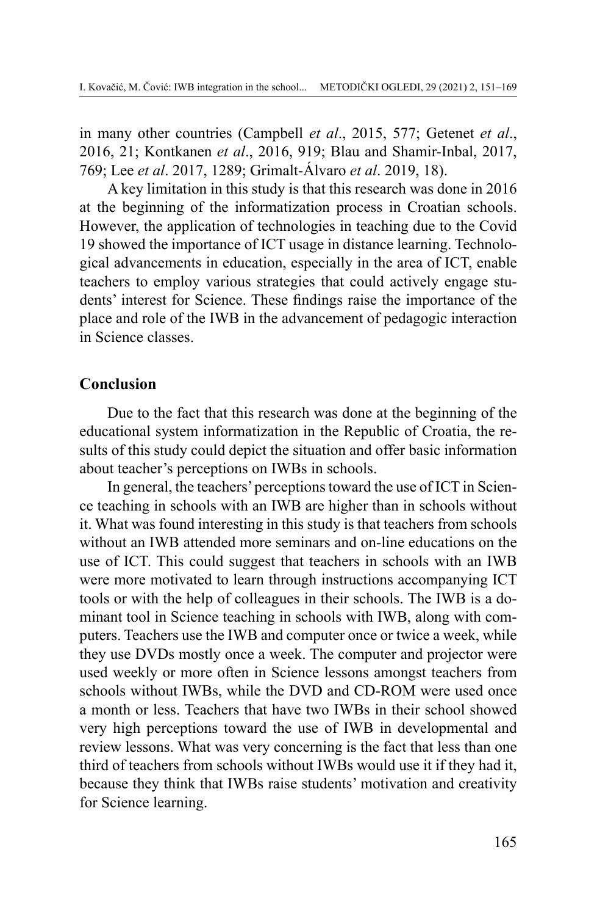in many other countries (Campbell *et al*., 2015, 577; Getenet *et al*., 2016, 21; Kontkanen *et al*., 2016, 919; Blau and Shamir-Inbal, 2017, 769; Lee *et al*. 2017, 1289; Grimalt-Álvaro *et al*. 2019, 18).

A key limitation in this study is that this research was done in 2016 at the beginning of the informatization process in Croatian schools. However, the application of technologies in teaching due to the Covid 19 showed the importance of ICT usage in distance learning. Technological advancements in education, especially in the area of ICT, enable teachers to employ various strategies that could actively engage students' interest for Science. These findings raise the importance of the place and role of the IWB in the advancement of pedagogic interaction in Science classes.

## Conclusion

Due to the fact that this research was done at the beginning of the educational system informatization in the Republic of Croatia, the results of this study could depict the situation and offer basic information about teacher's perceptions on IWBs in schools.

In general, the teachers' perceptions toward the use of ICT in Science teaching in schools with an IWB are higher than in schools without it. What was found interesting in this study is that teachers from schools without an IWB attended more seminars and on-line educations on the use of ICT. This could suggest that teachers in schools with an IWB were more motivated to learn through instructions accompanying ICT tools or with the help of colleagues in their schools. The IWB is a dominant tool in Science teaching in schools with IWB, along with computers. Teachers use the IWB and computer once or twice a week, while they use DVDs mostly once a week. The computer and projector were used weekly or more often in Science lessons amongst teachers from schools without IWBs, while the DVD and CD-ROM were used once a month or less. Teachers that have two IWBs in their school showed very high perceptions toward the use of IWB in developmental and review lessons. What was very concerning is the fact that less than one third of teachers from schools without IWBs would use it if they had it, because they think that IWBs raise students' motivation and creativity for Science learning.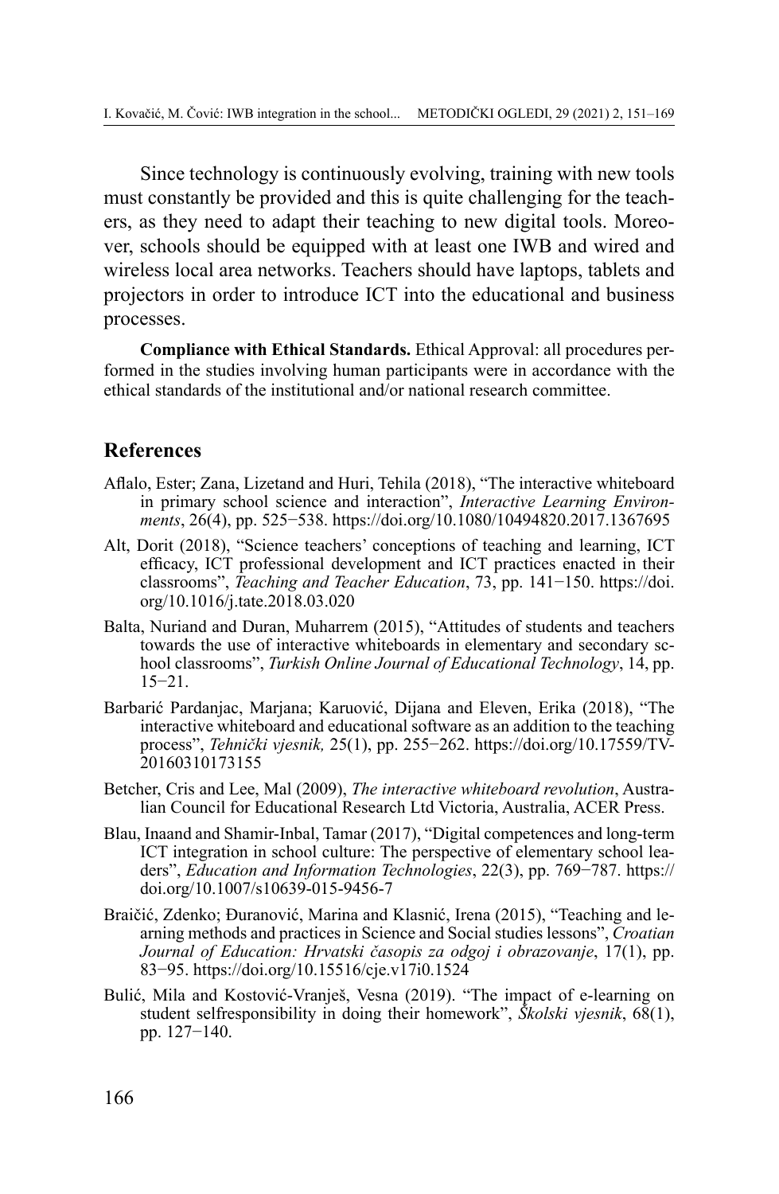Since technology is continuously evolving, training with new tools must constantly be provided and this is quite challenging for the teachers, as they need to adapt their teaching to new digital tools. Moreover, schools should be equipped with at least one IWB and wired and wireless local area networks. Teachers should have laptops, tablets and projectors in order to introduce ICT into the educational and business processes.

**Compliance with Ethical Standards.** Ethical Approval: all procedures performed in the studies involving human participants were in accordance with the ethical standards of the institutional and/or national research committee.

## References

Aflalo, Ester; Zana, Lizetand and Huri, Tehila (2018), "The interactive whiteboard in primary school science and interaction", *Interactive Learning Environments*, 26(4), pp. 525−538. https://doi.org/10.1080/10494820.2017.1367695

Alt, Dorit (2018), "Science teachers' conceptions of teaching and learning, ICT efficacy, ICT professional development and ICT practices enacted in their classrooms", *Teaching and Teacher Education*, 73, pp. 141−150. https://doi.org/10.1016/j.tate.2018.03.020

Balta, Nuriand and Duran, Muharrem (2015), "Attitudes of students and teachers towards the use of interactive whiteboards in elementary and secondary school classrooms", *Turkish Online Journal of Educational Technology*, 14, pp. 15−21.

Barbarić Pardanjac, Marjana; Karuović, Dijana and Eleven, Erika (2018), "The interactive whiteboard and educational software as an addition to the teaching process", *Tehnički vjesnik,* 25(1), pp. 255−262. https://doi.org/10.17559/TV-20160310173155

Betcher, Cris and Lee, Mal (2009), *The interactive whiteboard revolution*, Australian Council for Educational Research Ltd Victoria, Australia, ACER Press.

Blau, Inaand and Shamir-Inbal, Tamar (2017), "Digital competences and long-term ICT integration in school culture: The perspective of elementary school leaders", *Education and Information Technologies*, 22(3), pp. 769−787. https://doi.org/10.1007/s10639-015-9456-7

Braičić, Zdenko; Đuranović, Marina and Klasnić, Irena (2015), "Teaching and learning methods and practices in Science and Social studies lessons", *Croatian Journal of Education: Hrvatski časopis za odgoj i obrazovanje*, 17(1), pp. 83−95. https://doi.org/10.15516/cje.v17i0.1524

Bulić, Mila and Kostović-Vranješ, Vesna (2019). "The impact of e-learning on student selfresponsibility in doing their homework", *Školski vjesnik*, 68(1), pp. 127−140.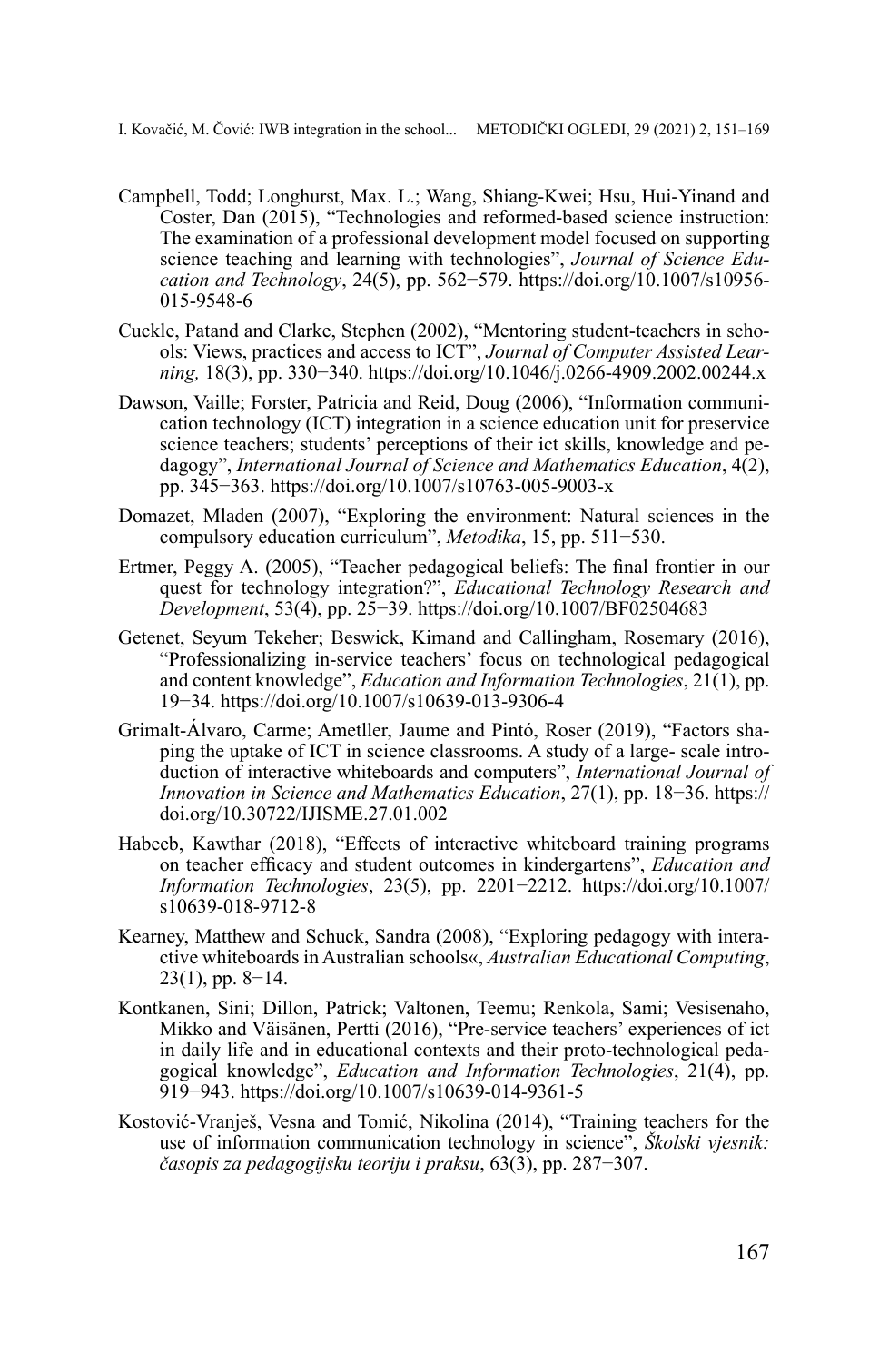Campbell, Todd; Longhurst, Max. L.; Wang, Shiang-Kwei; Hsu, Hui-Yinand and Coster, Dan (2015), "Technologies and reformed-based science instruction: The examination of a professional development model focused on supporting science teaching and learning with technologies", *Journal of Science Education and Technology*, 24(5), pp. 562−579. https://doi.org/10.1007/s10956-015-9548-6

Cuckle, Patand and Clarke, Stephen (2002), "Mentoring student-teachers in schools: Views, practices and access to ICT", *Journal of Computer Assisted Learning,* 18(3), pp. 330−340. https://doi.org/10.1046/j.0266-4909.2002.00244.x

Dawson, Vaille; Forster, Patricia and Reid, Doug (2006), "Information communication technology (ICT) integration in a science education unit for preservice science teachers; students' perceptions of their ict skills, knowledge and pedagogy", *International Journal of Science and Mathematics Education*, 4(2), pp. 345−363. https://doi.org/10.1007/s10763-005-9003-x

Domazet, Mladen (2007), "Exploring the environment: Natural sciences in the compulsory education curriculum", *Metodika*, 15, pp. 511−530.

Ertmer, Peggy A. (2005), "Teacher pedagogical beliefs: The final frontier in our quest for technology integration?", *Educational Technology Research and Development*, 53(4), pp. 25−39. https://doi.org/10.1007/BF02504683

Getenet, Seyum Tekeher; Beswick, Kimand and Callingham, Rosemary (2016), "Professionalizing in-service teachers' focus on technological pedagogical and content knowledge", *Education and Information Technologies*, 21(1), pp. 19−34. https://doi.org/10.1007/s10639-013-9306-4

Grimalt-Álvaro, Carme; Ametller, Jaume and Pintó, Roser (2019), "Factors shaping the uptake of ICT in science classrooms. A study of a large- scale introduction of interactive whiteboards and computers", *International Journal of Innovation in Science and Mathematics Education*, 27(1), pp. 18−36. https://doi.org/10.30722/IJISME.27.01.002

Habeeb, Kawthar (2018), "Effects of interactive whiteboard training programs on teacher efficacy and student outcomes in kindergartens", *Education and Information Technologies*, 23(5), pp. 2201−2212. https://doi.org/10.1007/s10639-018-9712-8

Kearney, Matthew and Schuck, Sandra (2008), "Exploring pedagogy with interactive whiteboards in Australian schools«, *Australian Educational Computing*, 23(1), pp. 8−14.

Kontkanen, Sini; Dillon, Patrick; Valtonen, Teemu; Renkola, Sami; Vesisenaho, Mikko and Väisänen, Pertti (2016), "Pre-service teachers' experiences of ict in daily life and in educational contexts and their proto-technological pedagogical knowledge", *Education and Information Technologies*, 21(4), pp. 919−943. https://doi.org/10.1007/s10639-014-9361-5

Kostović-Vranješ, Vesna and Tomić, Nikolina (2014), "Training teachers for the use of information communication technology in science", *Školski vjesnik: časopis za pedagogijsku teoriju i praksu*, 63(3), pp. 287−307.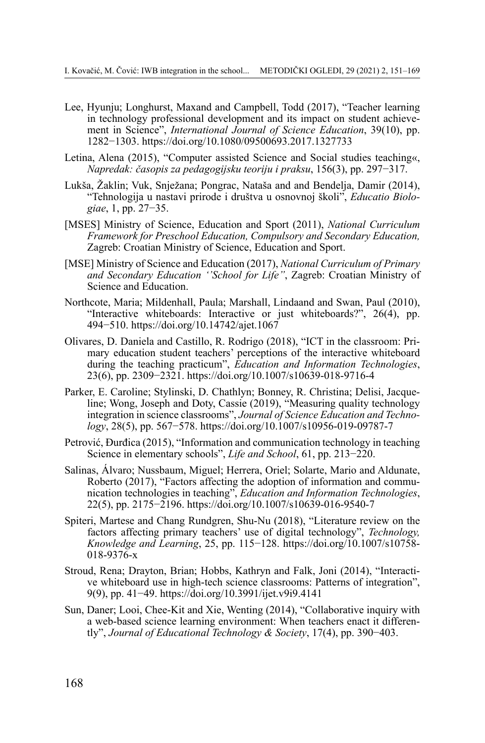Lee, Hyunju; Longhurst, Maxand and Campbell, Todd (2017), "Teacher learning in technology professional development and its impact on student achievement in Science", *International Journal of Science Education*, 39(10), pp. 1282−1303. https://doi.org/10.1080/09500693.2017.1327733

Letina, Alena (2015), "Computer assisted Science and Social studies teaching«, *Napredak: časopis za pedagogijsku teoriju i praksu*, 156(3), pp. 297−317.

Lukša, Žaklin; Vuk, Snježana; Pongrac, Nataša and and Bendelja, Damir (2014), "Tehnologija u nastavi prirode i društva u osnovnoj školi", *Educatio Biologiae*, 1, pp. 27−35.

[MSES] Ministry of Science, Education and Sport (2011), *National Curriculum Framework for Preschool Education, Compulsory and Secondary Education,* Zagreb: Croatian Ministry of Science, Education and Sport.

[MSE] Ministry of Science and Education (2017), *National Curriculum of Primary and Secondary Education ''School for Life"*, Zagreb: Croatian Ministry of Science and Education.

Northcote, Maria; Mildenhall, Paula; Marshall, Lindaand and Swan, Paul (2010), "Interactive whiteboards: Interactive or just whiteboards?", 26(4), pp. 494−510. https://doi.org/10.14742/ajet.1067

Olivares, D. Daniela and Castillo, R. Rodrigo (2018), "ICT in the classroom: Primary education student teachers' perceptions of the interactive whiteboard during the teaching practicum", *Education and Information Technologies*, 23(6), pp. 2309−2321. https://doi.org/10.1007/s10639-018-9716-4

Parker, E. Caroline; Stylinski, D. Chathlyn; Bonney, R. Christina; Delisi, Jacqueline; Wong, Joseph and Doty, Cassie (2019), "Measuring quality technology integration in science classrooms", *Journal of Science Education and Technology*, 28(5), pp. 567−578. https://doi.org/10.1007/s10956-019-09787-7

Petrović, Đurđica (2015), "Information and communication technology in teaching Science in elementary schools", *Life and School*, 61, pp. 213−220.

Salinas, Álvaro; Nussbaum, Miguel; Herrera, Oriel; Solarte, Mario and Aldunate, Roberto (2017), "Factors affecting the adoption of information and communication technologies in teaching", *Education and Information Technologies*, 22(5), pp. 2175−2196. https://doi.org/10.1007/s10639-016-9540-7

Spiteri, Martese and Chang Rundgren, Shu-Nu (2018), "Literature review on the factors affecting primary teachers' use of digital technology", *Technology, Knowledge and Learning*, 25, pp. 115−128. https://doi.org/10.1007/s10758-018-9376-x

Stroud, Rena; Drayton, Brian; Hobbs, Kathryn and Falk, Joni (2014), "Interactive whiteboard use in high-tech science classrooms: Patterns of integration", 9(9), pp. 41−49. https://doi.org/10.3991/ijet.v9i9.4141

Sun, Daner; Looi, Chee-Kit and Xie, Wenting (2014), "Collaborative inquiry with a web-based science learning environment: When teachers enact it differently", *Journal of Educational Technology & Society*, 17(4), pp. 390−403.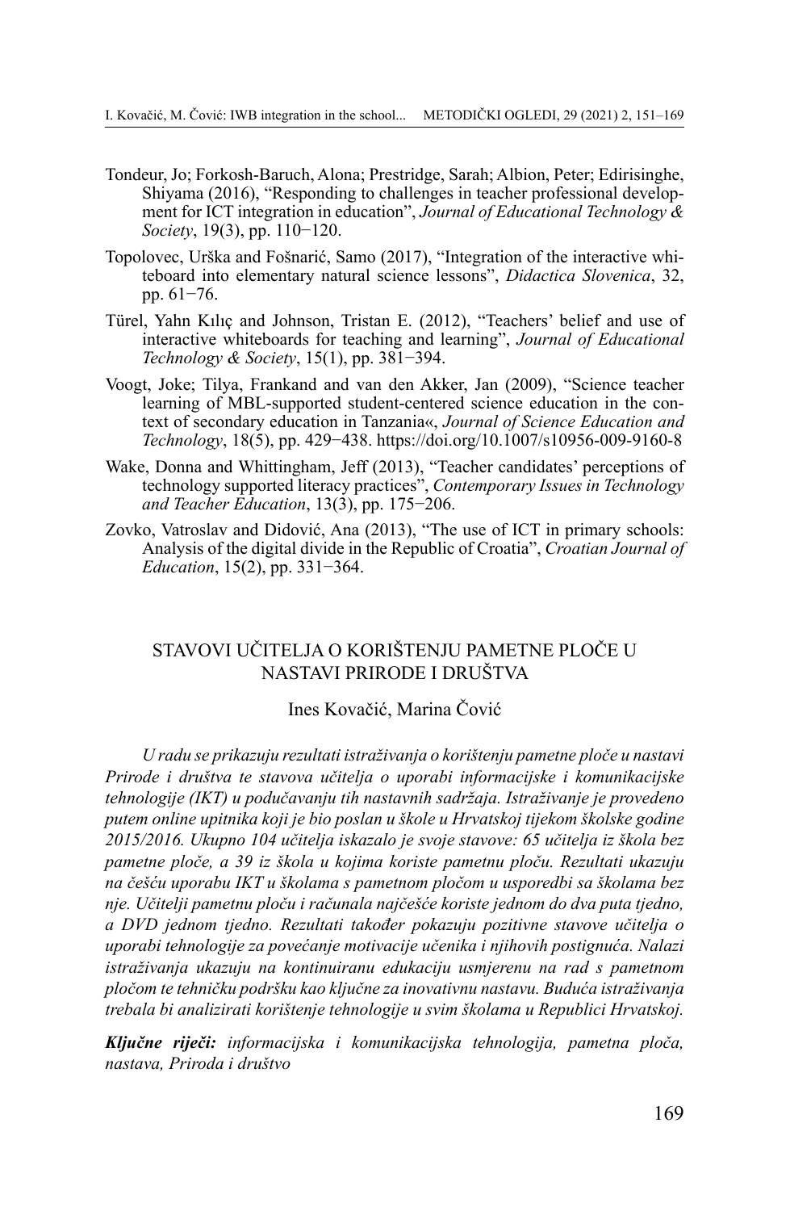Tondeur, Jo; Forkosh-Baruch, Alona; Prestridge, Sarah; Albion, Peter; Edirisinghe, Shiyama (2016), "Responding to challenges in teacher professional development for ICT integration in education", *Journal of Educational Technology & Society*, 19(3), pp. 110−120.

Topolovec, Urška and Fošnarić, Samo (2017), "Integration of the interactive whiteboard into elementary natural science lessons", *Didactica Slovenica*, 32, pp. 61−76.

Türel, Yahn Kılıç and Johnson, Tristan E. (2012), "Teachers' belief and use of interactive whiteboards for teaching and learning", *Journal of Educational Technology & Society*, 15(1), pp. 381−394.

Voogt, Joke; Tilya, Frankand and van den Akker, Jan (2009), "Science teacher learning of MBL-supported student-centered science education in the context of secondary education in Tanzania«, *Journal of Science Education and Technology*, 18(5), pp. 429−438. https://doi.org/10.1007/s10956-009-9160-8

Wake, Donna and Whittingham, Jeff (2013), "Teacher candidates' perceptions of technology supported literacy practices", *Contemporary Issues in Technology and Teacher Education*, 13(3), pp. 175−206.

Zovko, Vatroslav and Didović, Ana (2013), "The use of ICT in primary schools: Analysis of the digital divide in the Republic of Croatia", *Croatian Journal of Education*, 15(2), pp. 331−364.

## STAVOVI UČITELJA O KORIŠTENJU PAMETNE PLOČE U NASTAVI PRIRODE I DRUŠTVA

Ines Kovačić, Marina Čović

*U radu se prikazuju rezultati istraživanja o korištenju pametne ploče u nastavi Prirode i društva te stavova učitelja o uporabi informacijske i komunikacijske tehnologije (IKT) u podučavanju tih nastavnih sadržaja. Istraživanje je provedeno putem online upitnika koji je bio poslan u škole u Hrvatskoj tijekom školske godine 2015/2016. Ukupno 104 učitelja iskazalo je svoje stavove: 65 učitelja iz škola bez pametne ploče, a 39 iz škola u kojima koriste pametnu ploču. Rezultati ukazuju na češću uporabu IKT u školama s pametnom pločom u usporedbi sa školama bez nje. Učitelji pametnu ploču i računala najčešće koriste jednom do dva puta tjedno, a DVD jednom tjedno. Rezultati također pokazuju pozitivne stavove učitelja o uporabi tehnologije za povećanje motivacije učenika i njihovih postignuća. Nalazi istraživanja ukazuju na kontinuiranu edukaciju usmjerenu na rad s pametnom pločom te tehničku podršku kao ključne za inovativnu nastavu. Buduća istraživanja trebala bi analizirati korištenje tehnologije u svim školama u Republici Hrvatskoj.*

***Ključne riječi:*** *informacijska i komunikacijska tehnologija, pametna ploča, nastava, Priroda i društvo*